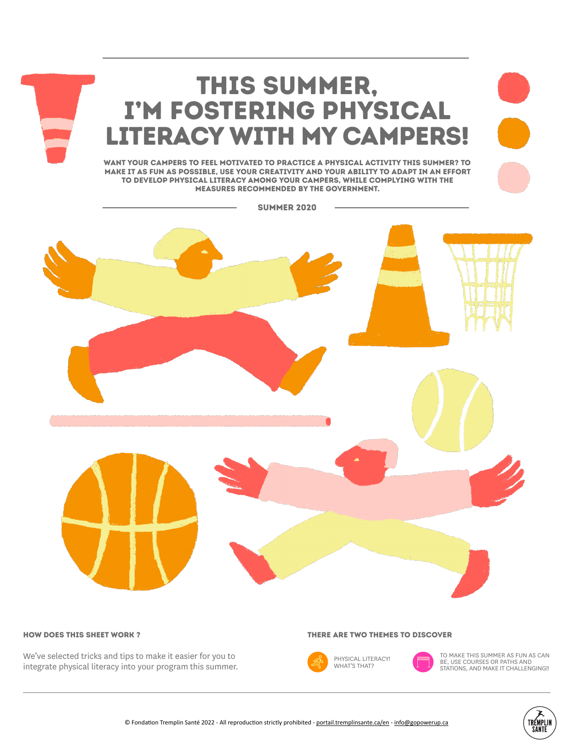# THIS SUMMER, I'M FOSTERING PHYSICAL LITERACY WITH MY CAMPERS!

**WANT YOUR CAMPERS TO FEEL MOTIVATED TO PRACTICE A PHYSICAL ACTIVITY THIS SUMMER? TO MAKE IT AS FUN AS POSSIBLE, USE YOUR CREATIVITY AND YOUR ABILITY TO ADAPT IN AN EFFORT TO DEVELOP PHYSICAL LITERACY AMONG YOUR CAMPERS, WHILE COMPLYING WITH THE MEASURES RECOMMENDED BY THE GOVERNMENT.**

**SUMMER 2020**

### HOW DOES THIS SHEET WORK ?

We've selected tricks and tips to make it easier for you to integrate physical literacy into your program this summer.

### THERE ARE TWO THEMES TO DISCOVER

- PHYSICAL LITERACY! WHAT'S THAT?
- TO MAKE THIS SUMMER AS FUN AS CAN BE, USE COURSES OR PATHS AND STATIONS, AND MAKE IT CHALLENGING!!

© Fondation Tremplin Santé 2022 - All reproduction strictly prohibited - portail.tremplinsante.ca/en - info@gopowerup.ca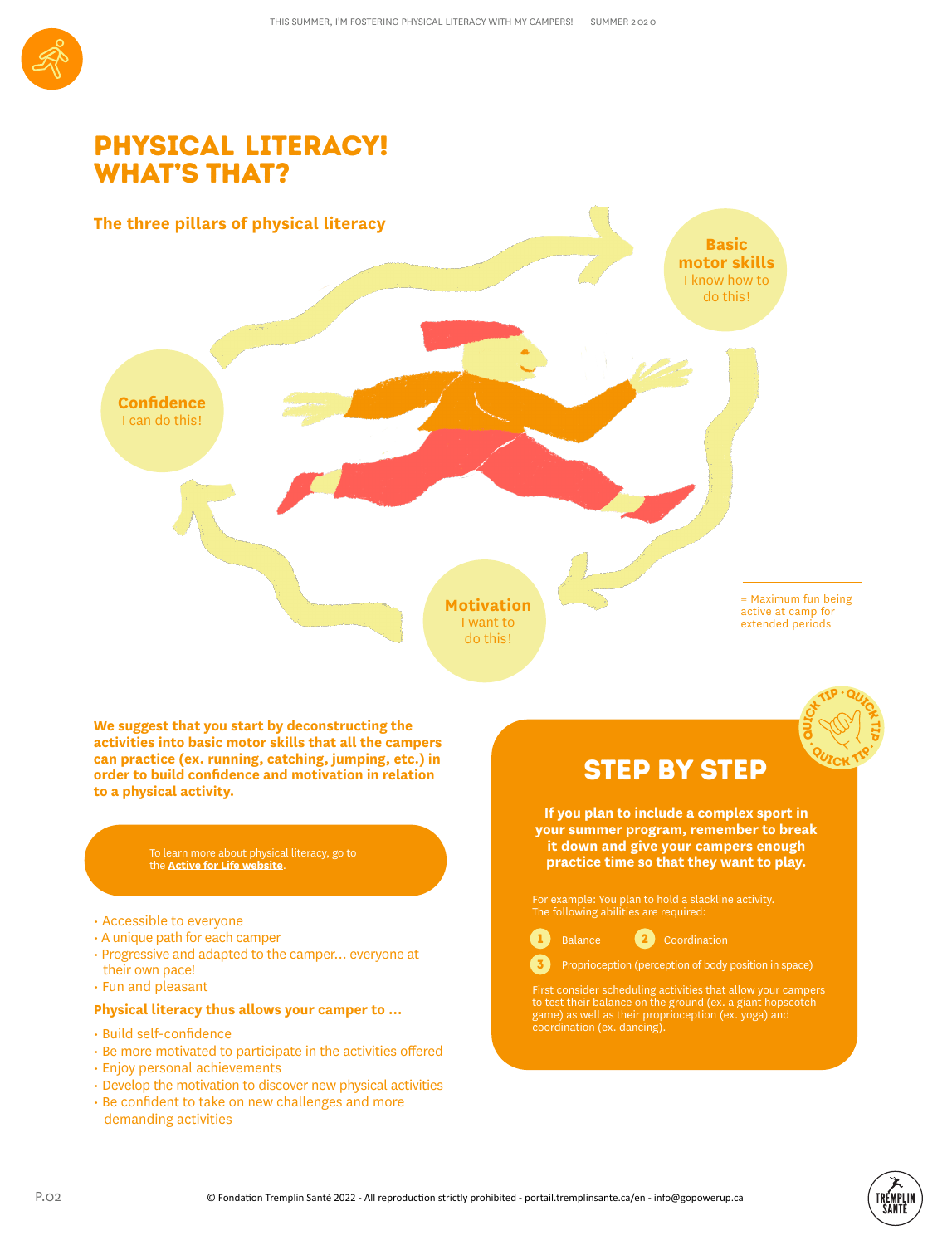# PHYSICAL LITERACY! WHAT'S THAT?

## The three pillars of physical literacy

**Basic motor skills**
I know how to do this!

**Motivation**
I want to do this!

**Confidence**
I can do this!

= Maximum fun being active at camp for extended periods

**We suggest that you start by deconstructing the activities into basic motor skills that all the campers can practice (ex. running, catching, jumping, etc.) in order to build confidence and motivation in relation to a physical activity.**

To learn more about physical literacy, go to the **Active for Life website**.

- Accessible to everyone
- A unique path for each camper
- Progressive and adapted to the camper... everyone at their own pace!
- Fun and pleasant

**Physical literacy thus allows your camper to ...**

- Build self-confidence
- Be more motivated to participate in the activities offered
- Enjoy personal achievements
- Develop the motivation to discover new physical activities
- Be confident to take on new challenges and more demanding activities

QUICK TIP

## STEP BY STEP

**If you plan to include a complex sport in your summer program, remember to break it down and give your campers enough practice time so that they want to play.**

For example: You plan to hold a slackline activity. The following abilities are required:

1. Balance
2. Coordination
3. Proprioception (perception of body position in space)

First consider scheduling activities that allow your campers to test their balance on the ground (ex. a giant hopscotch game) as well as their proprioception (ex. yoga) and coordination (ex. dancing).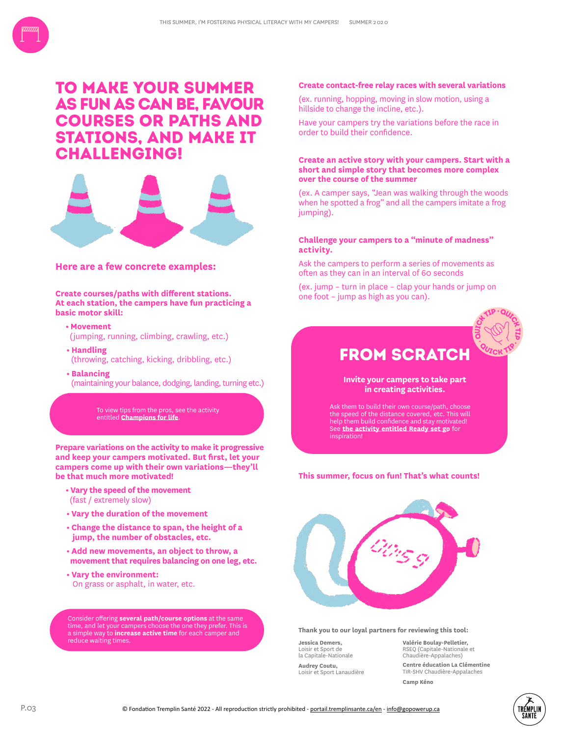# TO MAKE YOUR SUMMER AS FUN AS CAN BE, FAVOUR COURSES OR PATHS AND STATIONS, AND MAKE IT CHALLENGING!

## Here are a few concrete examples:

**Create courses/paths with different stations. At each station, the campers have fun practicing a basic motor skill:**

- **Movement** (jumping, running, climbing, crawling, etc.)
- **Handling** (throwing, catching, kicking, dribbling, etc.)
- **Balancing** (maintaining your balance, dodging, landing, turning etc.)

To view tips from the pros, see the activity entitled **Champions for life**.

**Prepare variations on the activity to make it progressive and keep your campers motivated. But first, let your campers come up with their own variations—they'll be that much more motivated!**

- **Vary the speed of the movement** (fast / extremely slow)
- **Vary the duration of the movement**
- **Change the distance to span, the height of a jump, the number of obstacles, etc.**
- **Add new movements, an object to throw, a movement that requires balancing on one leg, etc.**
- **Vary the environment:** On grass or asphalt, in water, etc.

Consider offering **several path/course options** at the same time, and let your campers choose the one they prefer. This is a simple way to **increase active time** for each camper and reduce waiting times.

**Create contact-free relay races with several variations**

(ex. running, hopping, moving in slow motion, using a hillside to change the incline, etc.).

Have your campers try the variations before the race in order to build their confidence.

**Create an active story with your campers. Start with a short and simple story that becomes more complex over the course of the summer**

(ex. A camper says, "Jean was walking through the woods when he spotted a frog" and all the campers imitate a frog jumping).

**Challenge your campers to a "minute of madness" activity.**

Ask the campers to perform a series of movements as often as they can in an interval of 60 seconds

(ex. jump – turn in place – clap your hands or jump on one foot – jump as high as you can).

QUICK TIP

## FROM SCRATCH

**Invite your campers to take part in creating activities.**

Ask them to build their own course/path, choose the speed of the distance covered, etc. This will help them build confidence and stay motivated! See **the activity entitled Ready set go** for inspiration!

**This summer, focus on fun! That's what counts!**

**Thank you to our loyal partners for reviewing this tool:**

**Jessica Demers,** Loisir et Sport de la Capitale-Nationale

**Audrey Coutu,** Loisir et Sport Lanaudière

**Valérie Boulay-Pelletier,** RSEQ (Capitale-Nationale et Chaudière-Appalaches)

**Centre éducation La Clémentine** TIR-SHV Chaudière-Appalaches

**Camp Kéno**

© Fondation Tremplin Santé 2022 - All reproduction strictly prohibited - portail.tremplinsante.ca/en - info@gopowerup.ca